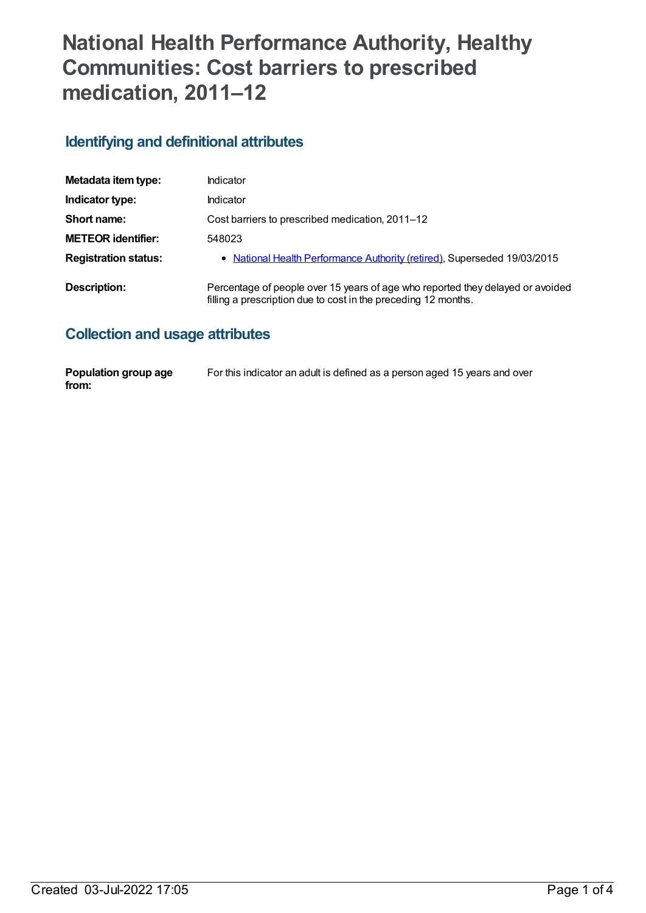# National Health Performance Authority, Healthy Communities: Cost barriers to prescribed medication, 2011–12

## Identifying and definitional attributes

| | |
|---|---|
| **Metadata item type:** | Indicator |
| **Indicator type:** | Indicator |
| **Short name:** | Cost barriers to prescribed medication, 2011–12 |
| **METEOR identifier:** | 548023 |
| **Registration status:** | • National Health Performance Authority (retired), Superseded 19/03/2015 |
| **Description:** | Percentage of people over 15 years of age who reported they delayed or avoided filling a prescription due to cost in the preceding 12 months. |

## Collection and usage attributes

| | |
|---|---|
| **Population group age from:** | For this indicator an adult is defined as a person aged 15 years and over |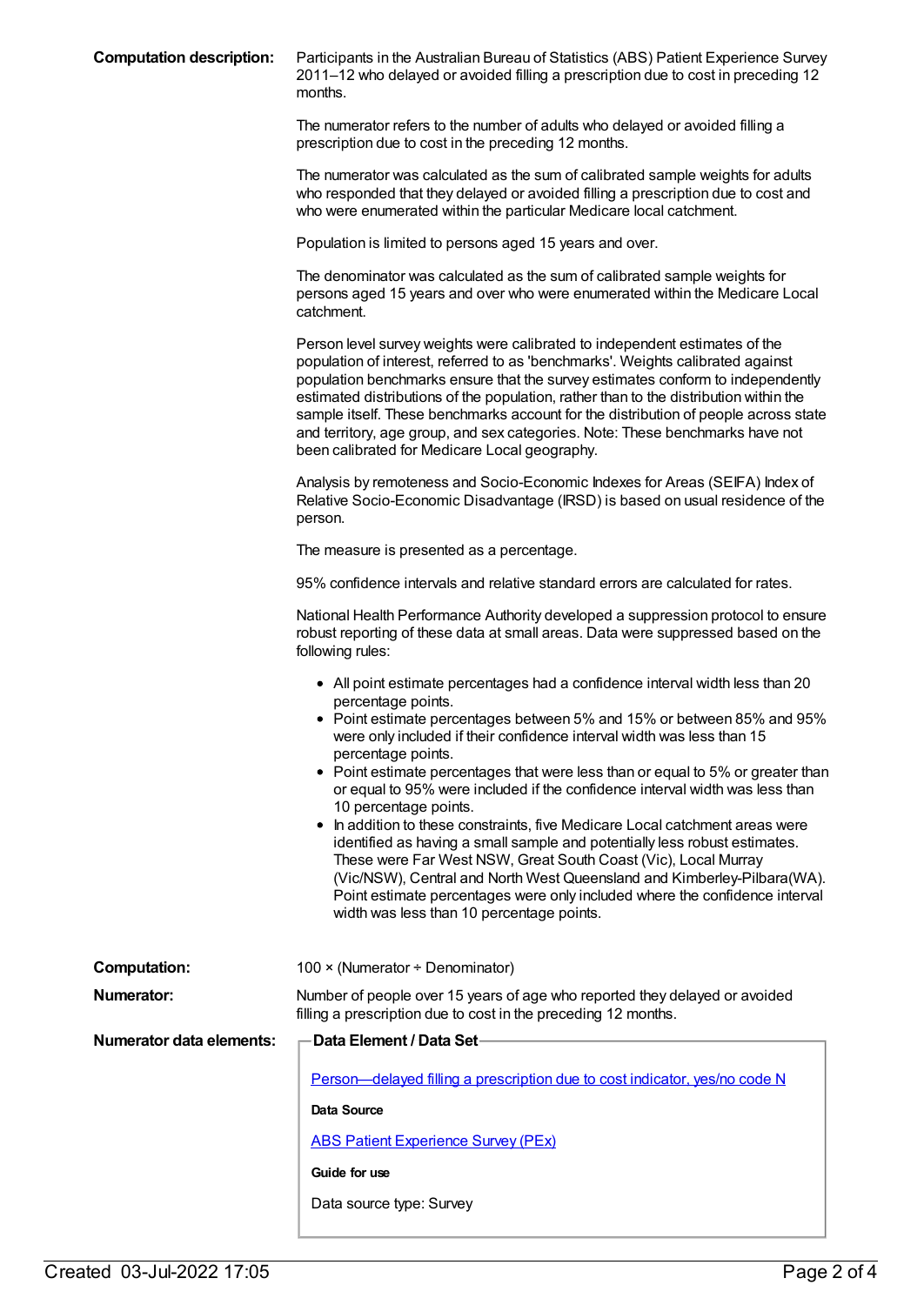**Computation description:** Participants in the Australian Bureau of Statistics (ABS) Patient Experience Survey 2011–12 who delayed or avoided filling a prescription due to cost in preceding 12 months.

The numerator refers to the number of adults who delayed or avoided filling a prescription due to cost in the preceding 12 months.

The numerator was calculated as the sum of calibrated sample weights for adults who responded that they delayed or avoided filling a prescription due to cost and who were enumerated within the particular Medicare local catchment.

Population is limited to persons aged 15 years and over.

The denominator was calculated as the sum of calibrated sample weights for persons aged 15 years and over who were enumerated within the Medicare Local catchment.

Person level survey weights were calibrated to independent estimates of the population of interest, referred to as 'benchmarks'. Weights calibrated against population benchmarks ensure that the survey estimates conform to independently estimated distributions of the population, rather than to the distribution within the sample itself. These benchmarks account for the distribution of people across state and territory, age group, and sex categories. Note: These benchmarks have not been calibrated for Medicare Local geography.

Analysis by remoteness and Socio-Economic Indexes for Areas (SEIFA) Index of Relative Socio-Economic Disadvantage (IRSD) is based on usual residence of the person.

The measure is presented as a percentage.

95% confidence intervals and relative standard errors are calculated for rates.

National Health Performance Authority developed a suppression protocol to ensure robust reporting of these data at small areas. Data were suppressed based on the following rules:

- All point estimate percentages had a confidence interval width less than 20 percentage points.
- Point estimate percentages between 5% and 15% or between 85% and 95% were only included if their confidence interval width was less than 15 percentage points.
- Point estimate percentages that were less than or equal to 5% or greater than or equal to 95% were included if the confidence interval width was less than 10 percentage points.
- In addition to these constraints, five Medicare Local catchment areas were identified as having a small sample and potentially less robust estimates. These were Far West NSW, Great South Coast (Vic), Local Murray (Vic/NSW), Central and North West Queensland and Kimberley-Pilbara(WA). Point estimate percentages were only included where the confidence interval width was less than 10 percentage points.

**Computation:** 100 × (Numerator ÷ Denominator)

**Numerator:** Number of people over 15 years of age who reported they delayed or avoided filling a prescription due to cost in the preceding 12 months.

**Numerator data elements:**

**Data Element / Data Set**

Person—delayed filling a prescription due to cost indicator, yes/no code N

**Data Source**

ABS Patient Experience Survey (PEx)

**Guide for use**

Data source type: Survey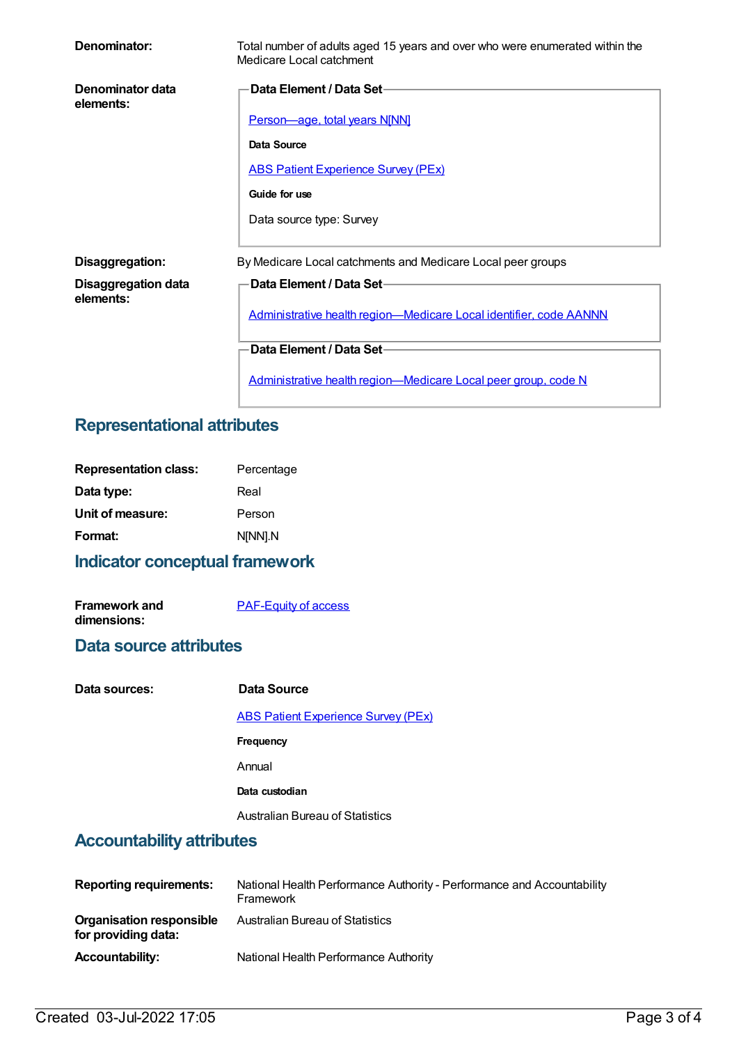**Denominator:** Total number of adults aged 15 years and over who were enumerated within the Medicare Local catchment

**Denominator data elements:**

**Data Element / Data Set**

Person—age, total years N[NN]

**Data Source**

ABS Patient Experience Survey (PEx)

**Guide for use**

Data source type: Survey

**Disaggregation:** By Medicare Local catchments and Medicare Local peer groups

**Disaggregation data elements:**

**Data Element / Data Set**

Administrative health region—Medicare Local identifier, code AANNN

**Data Element / Data Set**

Administrative health region—Medicare Local peer group, code N

## Representational attributes

**Representation class:** Percentage

**Data type:** Real

**Unit of measure:** Person

**Format:** N[NN].N

## Indicator conceptual framework

**Framework and dimensions:** PAF-Equity of access

## Data source attributes

**Data sources:**

**Data Source**

ABS Patient Experience Survey (PEx)

**Frequency**

Annual

**Data custodian**

Australian Bureau of Statistics

## Accountability attributes

**Reporting requirements:** National Health Performance Authority - Performance and Accountability Framework

**Organisation responsible for providing data:** Australian Bureau of Statistics

**Accountability:** National Health Performance Authority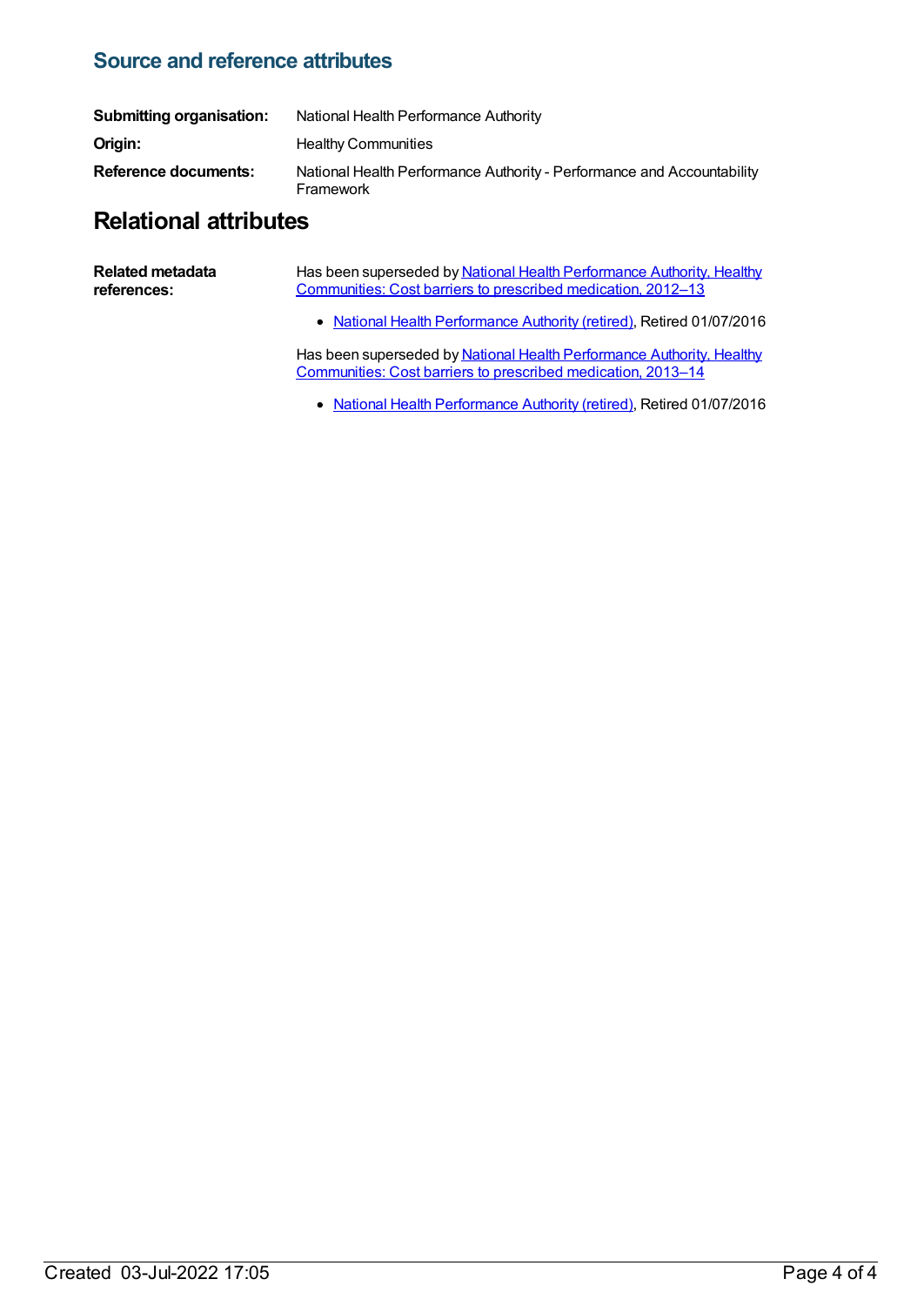## Source and reference attributes

**Submitting organisation:** National Health Performance Authority

**Origin:** Healthy Communities

**Reference documents:** National Health Performance Authority - Performance and Accountability Framework

# Relational attributes

**Related metadata references:**

Has been superseded by National Health Performance Authority, Healthy Communities: Cost barriers to prescribed medication, 2012–13

- National Health Performance Authority (retired), Retired 01/07/2016

Has been superseded by National Health Performance Authority, Healthy Communities: Cost barriers to prescribed medication, 2013–14

- National Health Performance Authority (retired), Retired 01/07/2016